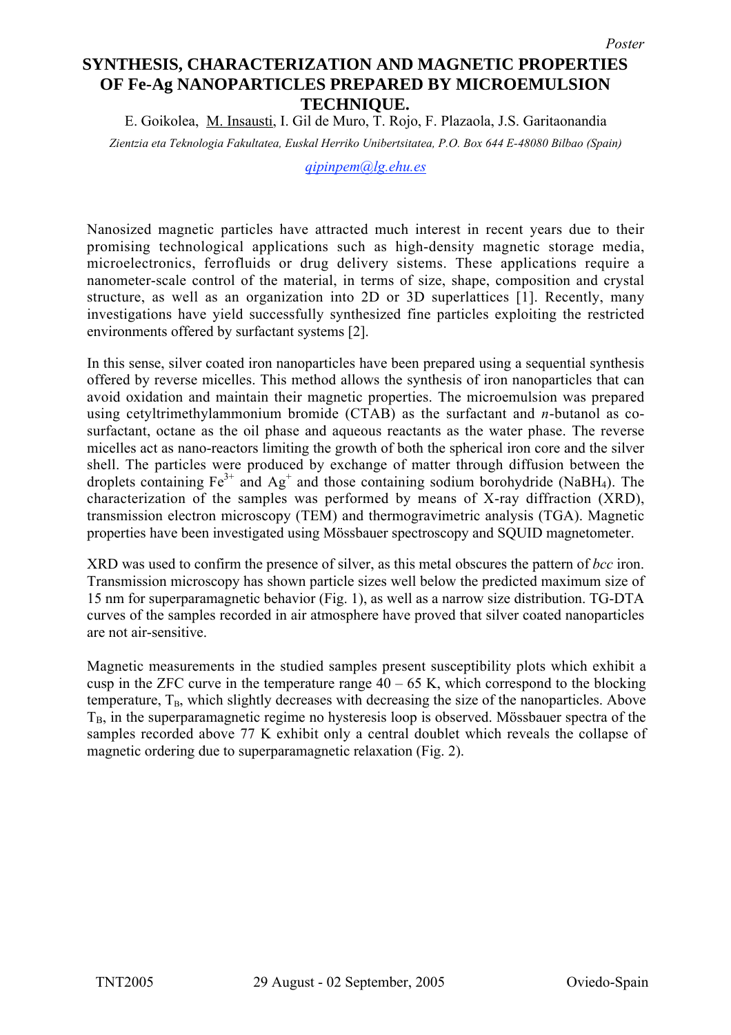*Poster*

# SYNTHESIS, CHARACTERIZATION AND MAGNETIC PROPERTIES OF Fe-Ag NANOPARTICLES PREPARED BY MICROEMULSION TECHNIQUE.

E. Goikolea, M. Insausti, I. Gil de Muro, T. Rojo, F. Plazaola, J.S. Garitaonandia

*Zientzia eta Teknologia Fakultatea, Euskal Herriko Unibertsitatea, P.O. Box 644 E-48080 Bilbao (Spain)*

*qipinpem@lg.ehu.es*

Nanosized magnetic particles have attracted much interest in recent years due to their promising technological applications such as high-density magnetic storage media, microelectronics, ferrofluids or drug delivery sistems. These applications require a nanometer-scale control of the material, in terms of size, shape, composition and crystal structure, as well as an organization into 2D or 3D superlattices [1]. Recently, many investigations have yield successfully synthesized fine particles exploiting the restricted environments offered by surfactant systems [2].

In this sense, silver coated iron nanoparticles have been prepared using a sequential synthesis offered by reverse micelles. This method allows the synthesis of iron nanoparticles that can avoid oxidation and maintain their magnetic properties. The microemulsion was prepared using cetyltrimethylammonium bromide (CTAB) as the surfactant and *n*-butanol as co-surfactant, octane as the oil phase and aqueous reactants as the water phase. The reverse micelles act as nano-reactors limiting the growth of both the spherical iron core and the silver shell. The particles were produced by exchange of matter through diffusion between the droplets containing $Fe^{3+}$ and $Ag^{+}$ and those containing sodium borohydride ($NaBH_4$). The characterization of the samples was performed by means of X-ray diffraction (XRD), transmission electron microscopy (TEM) and thermogravimetric analysis (TGA). Magnetic properties have been investigated using Mössbauer spectroscopy and SQUID magnetometer.

XRD was used to confirm the presence of silver, as this metal obscures the pattern of *bcc* iron. Transmission microscopy has shown particle sizes well below the predicted maximum size of 15 nm for superparamagnetic behavior (Fig. 1), as well as a narrow size distribution. TG-DTA curves of the samples recorded in air atmosphere have proved that silver coated nanoparticles are not air-sensitive.

Magnetic measurements in the studied samples present susceptibility plots which exhibit a cusp in the ZFC curve in the temperature range 40 – 65 K, which correspond to the blocking temperature, $T_B$, which slightly decreases with decreasing the size of the nanoparticles. Above $T_B$, in the superparamagnetic regime no hysteresis loop is observed. Mössbauer spectra of the samples recorded above 77 K exhibit only a central doublet which reveals the collapse of magnetic ordering due to superparamagnetic relaxation (Fig. 2).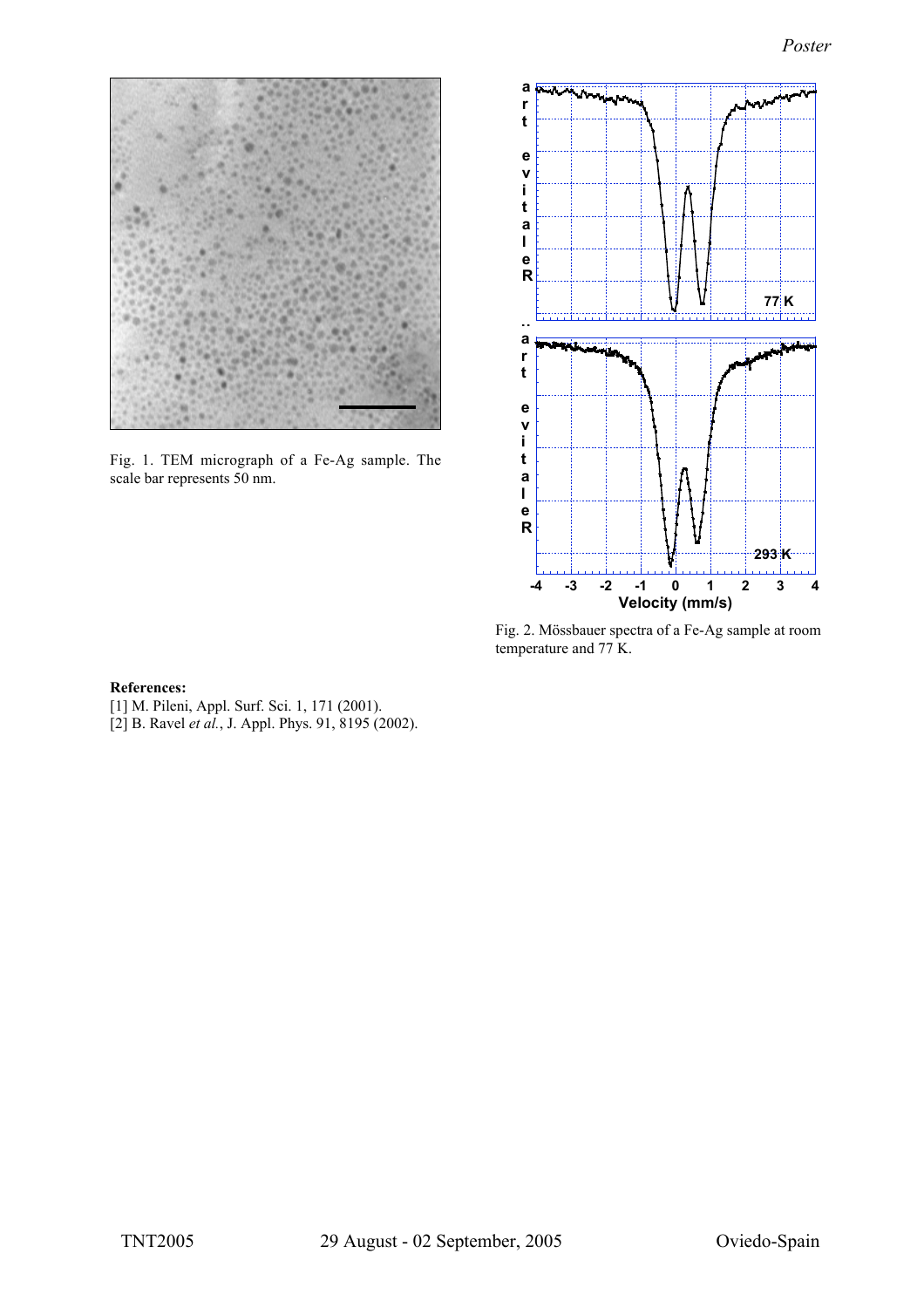Fig. 1. TEM micrograph of a Fe-Ag sample. The scale bar represents 50 nm.

Relative trans.

77 K

Relative trans.

293 K

-4 -3 -2 -1 0 1 2 3 4

Velocity (mm/s)

Fig. 2. Mössbauer spectra of a Fe-Ag sample at room temperature and 77 K.

**References:**

[1] M. Pileni, Appl. Surf. Sci. 1, 171 (2001).

[2] B. Ravel *et al.*, J. Appl. Phys. 91, 8195 (2002).